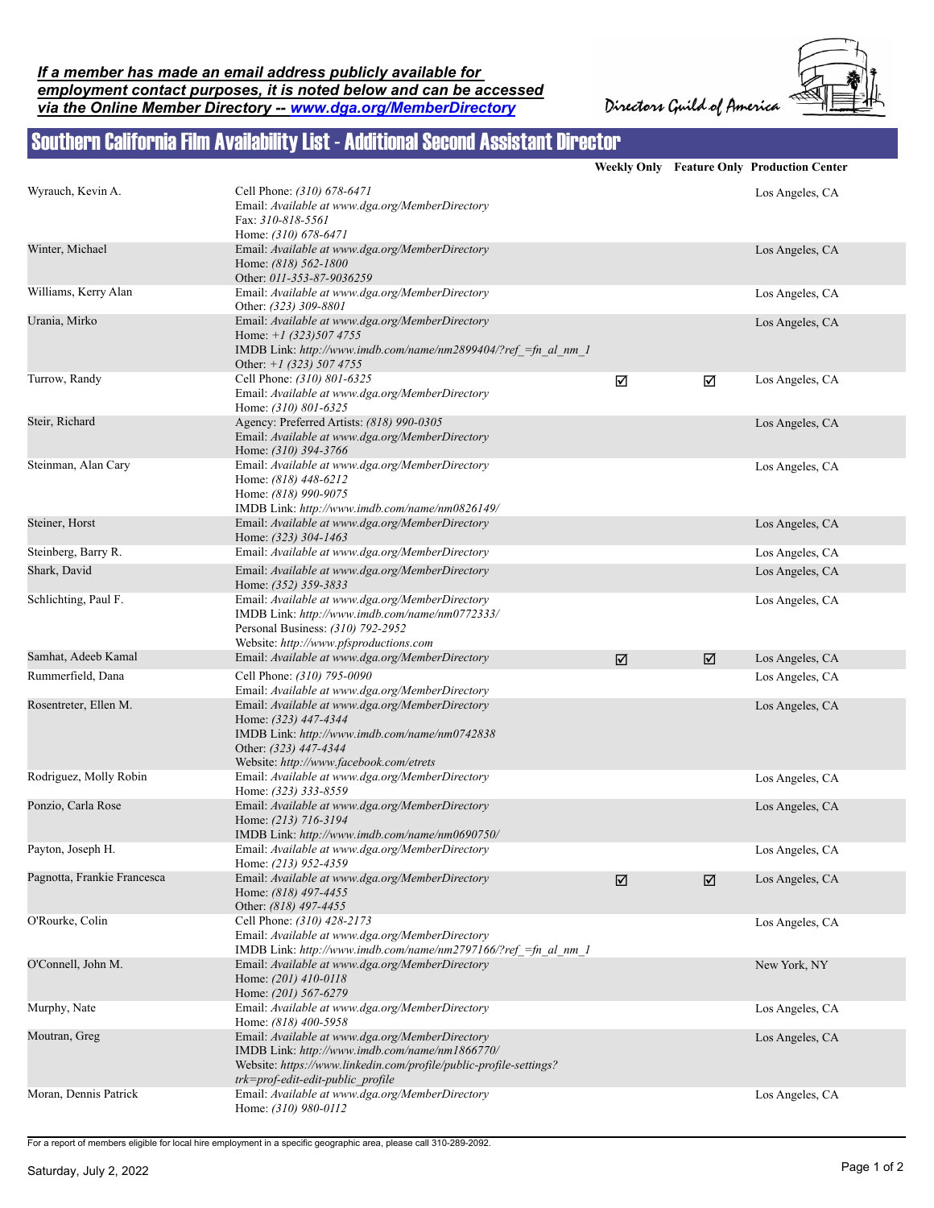***If a member has made an email address publicly available for employment contact purposes, it is noted below and can be accessed via the Online Member Directory -- [www.dga.org/MemberDirectory](www.dga.org/MemberDirectory)***

Directors Guild of America

# Southern California Film Availability List - Additional Second Assistant Director

| Name | Contact | Weekly Only | Feature Only | Production Center |
|---|---|---|---|---|
| Wyrauch, Kevin A. | Cell Phone: *(310) 678-6471*<br>Email: *Available at www.dga.org/MemberDirectory*<br>Fax: *310-818-5561*<br>Home: *(310) 678-6471* | | | Los Angeles, CA |
| Winter, Michael | Email: *Available at www.dga.org/MemberDirectory*<br>Home: *(818) 562-1800*<br>Other: *011-353-87-9036259* | | | Los Angeles, CA |
| Williams, Kerry Alan | Email: *Available at www.dga.org/MemberDirectory*<br>Other: *(323) 309-8801* | | | Los Angeles, CA |
| Urania, Mirko | Email: *Available at www.dga.org/MemberDirectory*<br>Home: *+1 (323)507 4755*<br>IMDB Link: *http://www.imdb.com/name/nm2899404/?ref_=fn_al_nm_1*<br>Other: *+1 (323) 507 4755* | | | Los Angeles, CA |
| Turrow, Randy | Cell Phone: *(310) 801-6325*<br>Email: *Available at www.dga.org/MemberDirectory*<br>Home: *(310) 801-6325* | ☑ | ☑ | Los Angeles, CA |
| Steir, Richard | Agency: Preferred Artists: *(818) 990-0305*<br>Email: *Available at www.dga.org/MemberDirectory*<br>Home: *(310) 394-3766* | | | Los Angeles, CA |
| Steinman, Alan Cary | Email: *Available at www.dga.org/MemberDirectory*<br>Home: *(818) 448-6212*<br>Home: *(818) 990-9075*<br>IMDB Link: *http://www.imdb.com/name/nm0826149/* | | | Los Angeles, CA |
| Steiner, Horst | Email: *Available at www.dga.org/MemberDirectory*<br>Home: *(323) 304-1463* | | | Los Angeles, CA |
| Steinberg, Barry R. | Email: *Available at www.dga.org/MemberDirectory* | | | Los Angeles, CA |
| Shark, David | Email: *Available at www.dga.org/MemberDirectory*<br>Home: *(352) 359-3833* | | | Los Angeles, CA |
| Schlichting, Paul F. | Email: *Available at www.dga.org/MemberDirectory*<br>IMDB Link: *http://www.imdb.com/name/nm0772333/*<br>Personal Business: *(310) 792-2952*<br>Website: *http://www.pfsproductions.com* | | | Los Angeles, CA |
| Samhat, Adeeb Kamal | Email: *Available at www.dga.org/MemberDirectory* | ☑ | ☑ | Los Angeles, CA |
| Rummerfield, Dana | Cell Phone: *(310) 795-0090*<br>Email: *Available at www.dga.org/MemberDirectory* | | | Los Angeles, CA |
| Rosentreter, Ellen M. | Email: *Available at www.dga.org/MemberDirectory*<br>Home: *(323) 447-4344*<br>IMDB Link: *http://www.imdb.com/name/nm0742838*<br>Other: *(323) 447-4344*<br>Website: *http://www.facebook.com/etrets* | | | Los Angeles, CA |
| Rodriguez, Molly Robin | Email: *Available at www.dga.org/MemberDirectory*<br>Home: *(323) 333-8559* | | | Los Angeles, CA |
| Ponzio, Carla Rose | Email: *Available at www.dga.org/MemberDirectory*<br>Home: *(213) 716-3194*<br>IMDB Link: *http://www.imdb.com/name/nm0690750/* | | | Los Angeles, CA |
| Payton, Joseph H. | Email: *Available at www.dga.org/MemberDirectory*<br>Home: *(213) 952-4359* | | | Los Angeles, CA |
| Pagnotta, Frankie Francesca | Email: *Available at www.dga.org/MemberDirectory*<br>Home: *(818) 497-4455*<br>Other: *(818) 497-4455* | ☑ | ☑ | Los Angeles, CA |
| O'Rourke, Colin | Cell Phone: *(310) 428-2173*<br>Email: *Available at www.dga.org/MemberDirectory*<br>IMDB Link: *http://www.imdb.com/name/nm2797166/?ref_=fn_al_nm_1* | | | Los Angeles, CA |
| O'Connell, John M. | Email: *Available at www.dga.org/MemberDirectory*<br>Home: *(201) 410-0118*<br>Home: *(201) 567-6279* | | | New York, NY |
| Murphy, Nate | Email: *Available at www.dga.org/MemberDirectory*<br>Home: *(818) 400-5958* | | | Los Angeles, CA |
| Moutran, Greg | Email: *Available at www.dga.org/MemberDirectory*<br>IMDB Link: *http://www.imdb.com/name/nm1866770/*<br>Website: *https://www.linkedin.com/profile/public-profile-settings?trk=prof-edit-edit-public_profile* | | | Los Angeles, CA |
| Moran, Dennis Patrick | Email: *Available at www.dga.org/MemberDirectory*<br>Home: *(310) 980-0112* | | | Los Angeles, CA |

For a report of members eligible for local hire employment in a specific geographic area, please call 310-289-2092.

Saturday, July 2, 2022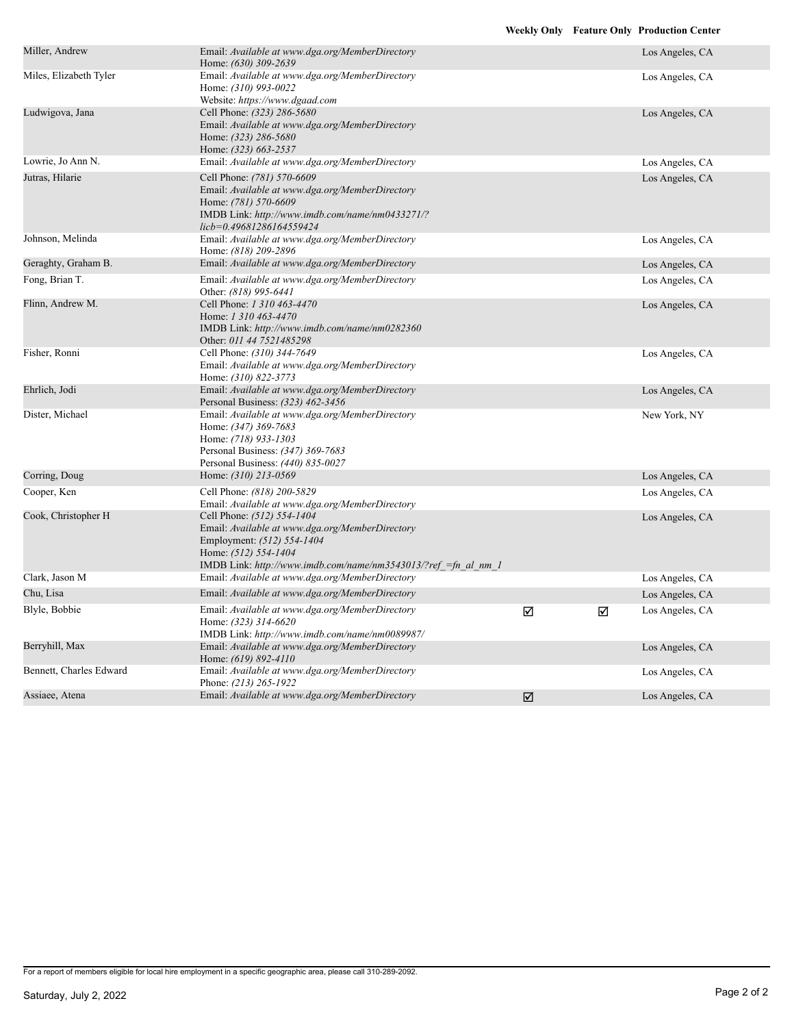| | | Weekly Only | Feature Only | Production Center |
|---|---|---|---|---|
| Miller, Andrew | Email: *Available at www.dga.org/MemberDirectory*<br>Home: *(630) 309-2639* | | | Los Angeles, CA |
| Miles, Elizabeth Tyler | Email: *Available at www.dga.org/MemberDirectory*<br>Home: *(310) 993-0022*<br>Website: *https://www.dgaad.com* | | | Los Angeles, CA |
| Ludwigova, Jana | Cell Phone: *(323) 286-5680*<br>Email: *Available at www.dga.org/MemberDirectory*<br>Home: *(323) 286-5680*<br>Home: *(323) 663-2537* | | | Los Angeles, CA |
| Lowrie, Jo Ann N. | Email: *Available at www.dga.org/MemberDirectory* | | | Los Angeles, CA |
| Jutras, Hilarie | Cell Phone: *(781) 570-6609*<br>Email: *Available at www.dga.org/MemberDirectory*<br>Home: *(781) 570-6609*<br>IMDB Link: *http://www.imdb.com/name/nm0433271/?licb=0.49681286164559424* | | | Los Angeles, CA |
| Johnson, Melinda | Email: *Available at www.dga.org/MemberDirectory*<br>Home: *(818) 209-2896* | | | Los Angeles, CA |
| Geraghty, Graham B. | Email: *Available at www.dga.org/MemberDirectory* | | | Los Angeles, CA |
| Fong, Brian T. | Email: *Available at www.dga.org/MemberDirectory*<br>Other: *(818) 995-6441* | | | Los Angeles, CA |
| Flinn, Andrew M. | Cell Phone: *1 310 463-4470*<br>Home: *1 310 463-4470*<br>IMDB Link: *http://www.imdb.com/name/nm0282360*<br>Other: *011 44 7521485298* | | | Los Angeles, CA |
| Fisher, Ronni | Cell Phone: *(310) 344-7649*<br>Email: *Available at www.dga.org/MemberDirectory*<br>Home: *(310) 822-3773* | | | Los Angeles, CA |
| Ehrlich, Jodi | Email: *Available at www.dga.org/MemberDirectory*<br>Personal Business: *(323) 462-3456* | | | Los Angeles, CA |
| Dister, Michael | Email: *Available at www.dga.org/MemberDirectory*<br>Home: *(347) 369-7683*<br>Home: *(718) 933-1303*<br>Personal Business: *(347) 369-7683*<br>Personal Business: *(440) 835-0027* | | | New York, NY |
| Corring, Doug | Home: *(310) 213-0569* | | | Los Angeles, CA |
| Cooper, Ken | Cell Phone: *(818) 200-5829*<br>Email: *Available at www.dga.org/MemberDirectory* | | | Los Angeles, CA |
| Cook, Christopher H | Cell Phone: *(512) 554-1404*<br>Email: *Available at www.dga.org/MemberDirectory*<br>Employment: *(512) 554-1404*<br>Home: *(512) 554-1404*<br>IMDB Link: *http://www.imdb.com/name/nm3543013/?ref_=fn_al_nm_1* | | | Los Angeles, CA |
| Clark, Jason M | Email: *Available at www.dga.org/MemberDirectory* | | | Los Angeles, CA |
| Chu, Lisa | Email: *Available at www.dga.org/MemberDirectory* | | | Los Angeles, CA |
| Blyle, Bobbie | Email: *Available at www.dga.org/MemberDirectory*<br>Home: *(323) 314-6620*<br>IMDB Link: *http://www.imdb.com/name/nm0089987/* | ☑ | ☑ | Los Angeles, CA |
| Berryhill, Max | Email: *Available at www.dga.org/MemberDirectory*<br>Home: *(619) 892-4110* | | | Los Angeles, CA |
| Bennett, Charles Edward | Email: *Available at www.dga.org/MemberDirectory*<br>Phone: *(213) 265-1922* | | | Los Angeles, CA |
| Assiaee, Atena | Email: *Available at www.dga.org/MemberDirectory* | ☑ | | Los Angeles, CA |

For a report of members eligible for local hire employment in a specific geographic area, please call 310-289-2092.

Saturday, July 2, 2022